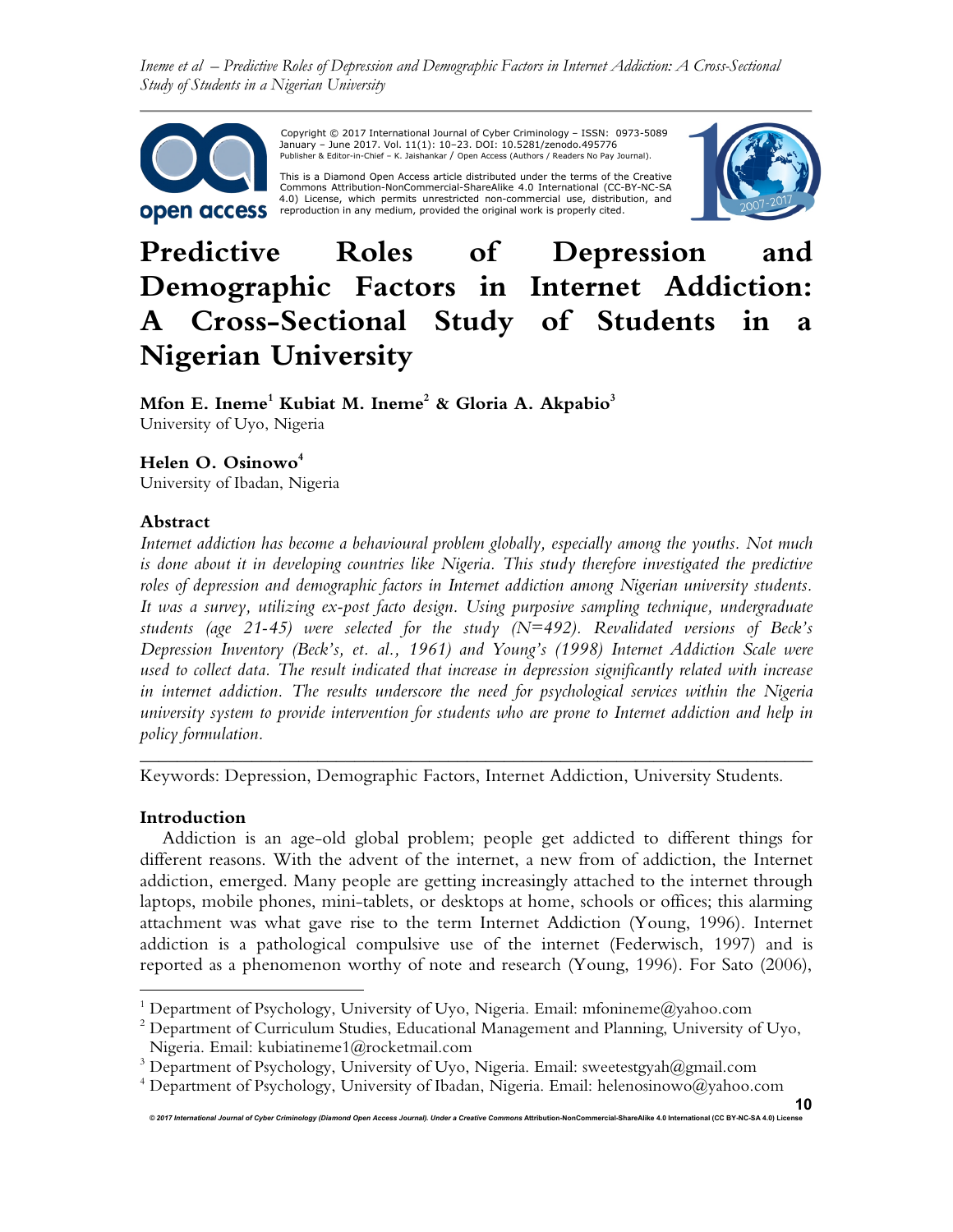Copyright © 2017 International Journal of Cyber Criminology – ISSN: 0973-5089 January – June 2017. Vol. 11(1): 10–23. DOI: 10.5281/zenodo.495776
Publisher & Editor-in-Chief – K. Jaishankar / Open Access (Authors / Readers No Pay Journal).

This is a Diamond Open Access article distributed under the terms of the Creative Commons Attribution-NonCommercial-ShareAlike 4.0 International (CC-BY-NC-SA 4.0) License, which permits unrestricted non-commercial use, distribution, and reproduction in any medium, provided the original work is properly cited.

# Predictive Roles of Depression and Demographic Factors in Internet Addiction: A Cross-Sectional Study of Students in a Nigerian University

**Mfon E. Ineme[1] Kubiat M. Ineme[2] & Gloria A. Akpabio[3]**
University of Uyo, Nigeria

**Helen O. Osinowo[4]**
University of Ibadan, Nigeria

### Abstract

*Internet addiction has become a behavioural problem globally, especially among the youths. Not much is done about it in developing countries like Nigeria. This study therefore investigated the predictive roles of depression and demographic factors in Internet addiction among Nigerian university students. It was a survey, utilizing ex-post facto design. Using purposive sampling technique, undergraduate students (age 21-45) were selected for the study (N=492). Revalidated versions of Beck's Depression Inventory (Beck's, et. al., 1961) and Young's (1998) Internet Addiction Scale were used to collect data. The result indicated that increase in depression significantly related with increase in internet addiction. The results underscore the need for psychological services within the Nigeria university system to provide intervention for students who are prone to Internet addiction and help in policy formulation.*

---

Keywords: Depression, Demographic Factors, Internet Addiction, University Students.

### Introduction

Addiction is an age-old global problem; people get addicted to different things for different reasons. With the advent of the internet, a new from of addiction, the Internet addiction, emerged. Many people are getting increasingly attached to the internet through laptops, mobile phones, mini-tablets, or desktops at home, schools or offices; this alarming attachment was what gave rise to the term Internet Addiction (Young, 1996). Internet addiction is a pathological compulsive use of the internet (Federwisch, 1997) and is reported as a phenomenon worthy of note and research (Young, 1996). For Sato (2006),

---

[1] Department of Psychology, University of Uyo, Nigeria. Email: mfonineme@yahoo.com
[2] Department of Curriculum Studies, Educational Management and Planning, University of Uyo, Nigeria. Email: kubiatineme1@rocketmail.com
[3] Department of Psychology, University of Uyo, Nigeria. Email: sweetestgyah@gmail.com
[4] Department of Psychology, University of Ibadan, Nigeria. Email: helenosinowo@yahoo.com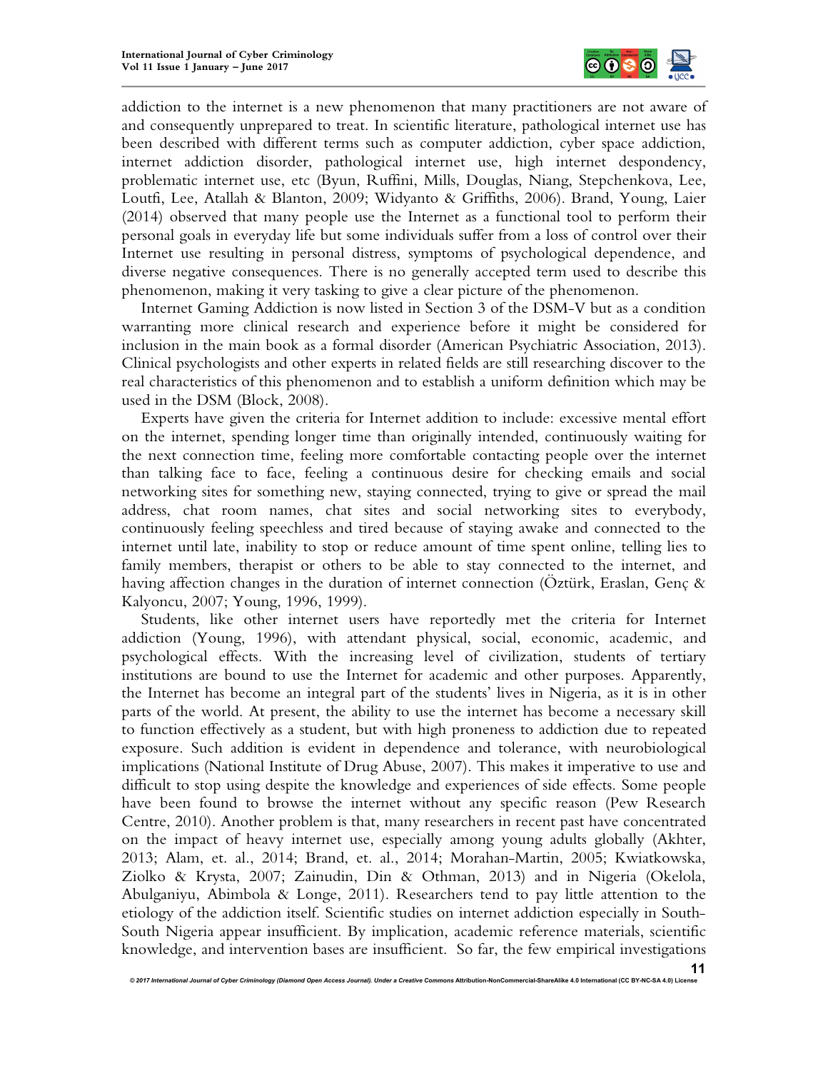addiction to the internet is a new phenomenon that many practitioners are not aware of and consequently unprepared to treat. In scientific literature, pathological internet use has been described with different terms such as computer addiction, cyber space addiction, internet addiction disorder, pathological internet use, high internet despondency, problematic internet use, etc (Byun, Ruffini, Mills, Douglas, Niang, Stepchenkova, Lee, Loutfi, Lee, Atallah & Blanton, 2009; Widyanto & Griffiths, 2006). Brand, Young, Laier (2014) observed that many people use the Internet as a functional tool to perform their personal goals in everyday life but some individuals suffer from a loss of control over their Internet use resulting in personal distress, symptoms of psychological dependence, and diverse negative consequences. There is no generally accepted term used to describe this phenomenon, making it very tasking to give a clear picture of the phenomenon.

Internet Gaming Addiction is now listed in Section 3 of the DSM-V but as a condition warranting more clinical research and experience before it might be considered for inclusion in the main book as a formal disorder (American Psychiatric Association, 2013). Clinical psychologists and other experts in related fields are still researching discover to the real characteristics of this phenomenon and to establish a uniform definition which may be used in the DSM (Block, 2008).

Experts have given the criteria for Internet addition to include: excessive mental effort on the internet, spending longer time than originally intended, continuously waiting for the next connection time, feeling more comfortable contacting people over the internet than talking face to face, feeling a continuous desire for checking emails and social networking sites for something new, staying connected, trying to give or spread the mail address, chat room names, chat sites and social networking sites to everybody, continuously feeling speechless and tired because of staying awake and connected to the internet until late, inability to stop or reduce amount of time spent online, telling lies to family members, therapist or others to be able to stay connected to the internet, and having affection changes in the duration of internet connection (Öztürk, Eraslan, Genç & Kalyoncu, 2007; Young, 1996, 1999).

Students, like other internet users have reportedly met the criteria for Internet addiction (Young, 1996), with attendant physical, social, economic, academic, and psychological effects. With the increasing level of civilization, students of tertiary institutions are bound to use the Internet for academic and other purposes. Apparently, the Internet has become an integral part of the students' lives in Nigeria, as it is in other parts of the world. At present, the ability to use the internet has become a necessary skill to function effectively as a student, but with high proneness to addiction due to repeated exposure. Such addition is evident in dependence and tolerance, with neurobiological implications (National Institute of Drug Abuse, 2007). This makes it imperative to use and difficult to stop using despite the knowledge and experiences of side effects. Some people have been found to browse the internet without any specific reason (Pew Research Centre, 2010). Another problem is that, many researchers in recent past have concentrated on the impact of heavy internet use, especially among young adults globally (Akhter, 2013; Alam, et. al., 2014; Brand, et. al., 2014; Morahan-Martin, 2005; Kwiatkowska, Ziolko & Krysta, 2007; Zainudin, Din & Othman, 2013) and in Nigeria (Okelola, Abulganiyu, Abimbola & Longe, 2011). Researchers tend to pay little attention to the etiology of the addiction itself. Scientific studies on internet addiction especially in South-South Nigeria appear insufficient. By implication, academic reference materials, scientific knowledge, and intervention bases are insufficient. So far, the few empirical investigations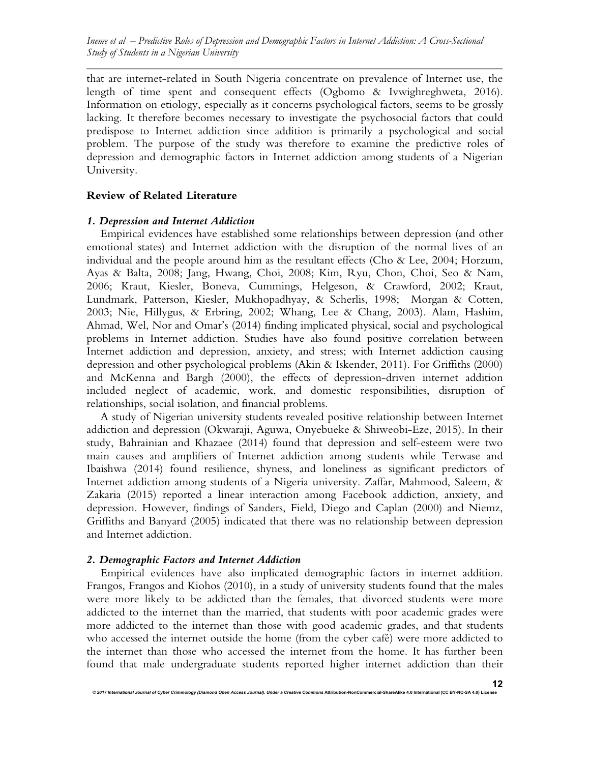that are internet-related in South Nigeria concentrate on prevalence of Internet use, the length of time spent and consequent effects (Ogbomo & Ivwighreghweta, 2016). Information on etiology, especially as it concerns psychological factors, seems to be grossly lacking. It therefore becomes necessary to investigate the psychosocial factors that could predispose to Internet addiction since addition is primarily a psychological and social problem. The purpose of the study was therefore to examine the predictive roles of depression and demographic factors in Internet addiction among students of a Nigerian University.

## Review of Related Literature

### *1. Depression and Internet Addiction*

Empirical evidences have established some relationships between depression (and other emotional states) and Internet addiction with the disruption of the normal lives of an individual and the people around him as the resultant effects (Cho & Lee, 2004; Horzum, Ayas & Balta, 2008; Jang, Hwang, Choi, 2008; Kim, Ryu, Chon, Choi, Seo & Nam, 2006; Kraut, Kiesler, Boneva, Cummings, Helgeson, & Crawford, 2002; Kraut, Lundmark, Patterson, Kiesler, Mukhopadhyay, & Scherlis, 1998; Morgan & Cotten, 2003; Nie, Hillygus, & Erbring, 2002; Whang, Lee & Chang, 2003). Alam, Hashim, Ahmad, Wel, Nor and Omar's (2014) finding implicated physical, social and psychological problems in Internet addiction. Studies have also found positive correlation between Internet addiction and depression, anxiety, and stress; with Internet addiction causing depression and other psychological problems (Akin & Iskender, 2011). For Griffiths (2000) and McKenna and Bargh (2000), the effects of depression-driven internet addition included neglect of academic, work, and domestic responsibilities, disruption of relationships, social isolation, and financial problems.

A study of Nigerian university students revealed positive relationship between Internet addiction and depression (Okwaraji, Aguwa, Onyebueke & Shiweobi-Eze, 2015). In their study, Bahrainian and Khazaee (2014) found that depression and self-esteem were two main causes and amplifiers of Internet addiction among students while Terwase and Ibaishwa (2014) found resilience, shyness, and loneliness as significant predictors of Internet addiction among students of a Nigeria university. Zaffar, Mahmood, Saleem, & Zakaria (2015) reported a linear interaction among Facebook addiction, anxiety, and depression. However, findings of Sanders, Field, Diego and Caplan (2000) and Niemz, Griffiths and Banyard (2005) indicated that there was no relationship between depression and Internet addiction.

### *2. Demographic Factors and Internet Addiction*

Empirical evidences have also implicated demographic factors in internet addition. Frangos, Frangos and Kiohos (2010), in a study of university students found that the males were more likely to be addicted than the females, that divorced students were more addicted to the internet than the married, that students with poor academic grades were more addicted to the internet than those with good academic grades, and that students who accessed the internet outside the home (from the cyber café) were more addicted to the internet than those who accessed the internet from the home. It has further been found that male undergraduate students reported higher internet addiction than their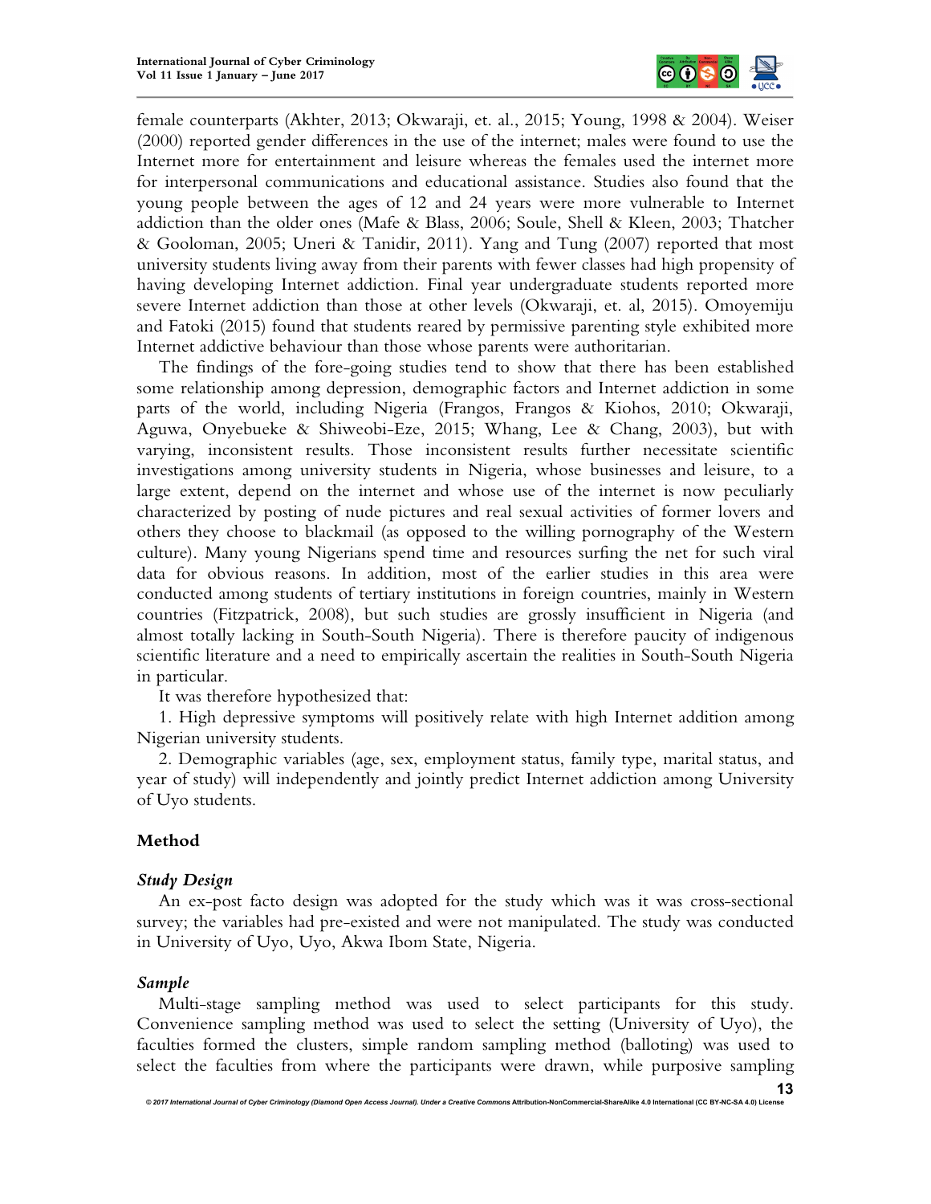female counterparts (Akhter, 2013; Okwaraji, et. al., 2015; Young, 1998 & 2004). Weiser (2000) reported gender differences in the use of the internet; males were found to use the Internet more for entertainment and leisure whereas the females used the internet more for interpersonal communications and educational assistance. Studies also found that the young people between the ages of 12 and 24 years were more vulnerable to Internet addiction than the older ones (Mafe & Blass, 2006; Soule, Shell & Kleen, 2003; Thatcher & Gooloman, 2005; Uneri & Tanidir, 2011). Yang and Tung (2007) reported that most university students living away from their parents with fewer classes had high propensity of having developing Internet addiction. Final year undergraduate students reported more severe Internet addiction than those at other levels (Okwaraji, et. al, 2015). Omoyemiju and Fatoki (2015) found that students reared by permissive parenting style exhibited more Internet addictive behaviour than those whose parents were authoritarian.

The findings of the fore-going studies tend to show that there has been established some relationship among depression, demographic factors and Internet addiction in some parts of the world, including Nigeria (Frangos, Frangos & Kiohos, 2010; Okwaraji, Aguwa, Onyebueke & Shiweobi-Eze, 2015; Whang, Lee & Chang, 2003), but with varying, inconsistent results. Those inconsistent results further necessitate scientific investigations among university students in Nigeria, whose businesses and leisure, to a large extent, depend on the internet and whose use of the internet is now peculiarly characterized by posting of nude pictures and real sexual activities of former lovers and others they choose to blackmail (as opposed to the willing pornography of the Western culture). Many young Nigerians spend time and resources surfing the net for such viral data for obvious reasons. In addition, most of the earlier studies in this area were conducted among students of tertiary institutions in foreign countries, mainly in Western countries (Fitzpatrick, 2008), but such studies are grossly insufficient in Nigeria (and almost totally lacking in South-South Nigeria). There is therefore paucity of indigenous scientific literature and a need to empirically ascertain the realities in South-South Nigeria in particular.

It was therefore hypothesized that:

1. High depressive symptoms will positively relate with high Internet addition among Nigerian university students.
2. Demographic variables (age, sex, employment status, family type, marital status, and year of study) will independently and jointly predict Internet addiction among University of Uyo students.

## Method

### *Study Design*

An ex-post facto design was adopted for the study which was it was cross-sectional survey; the variables had pre-existed and were not manipulated. The study was conducted in University of Uyo, Uyo, Akwa Ibom State, Nigeria.

### *Sample*

Multi-stage sampling method was used to select participants for this study. Convenience sampling method was used to select the setting (University of Uyo), the faculties formed the clusters, simple random sampling method (balloting) was used to select the faculties from where the participants were drawn, while purposive sampling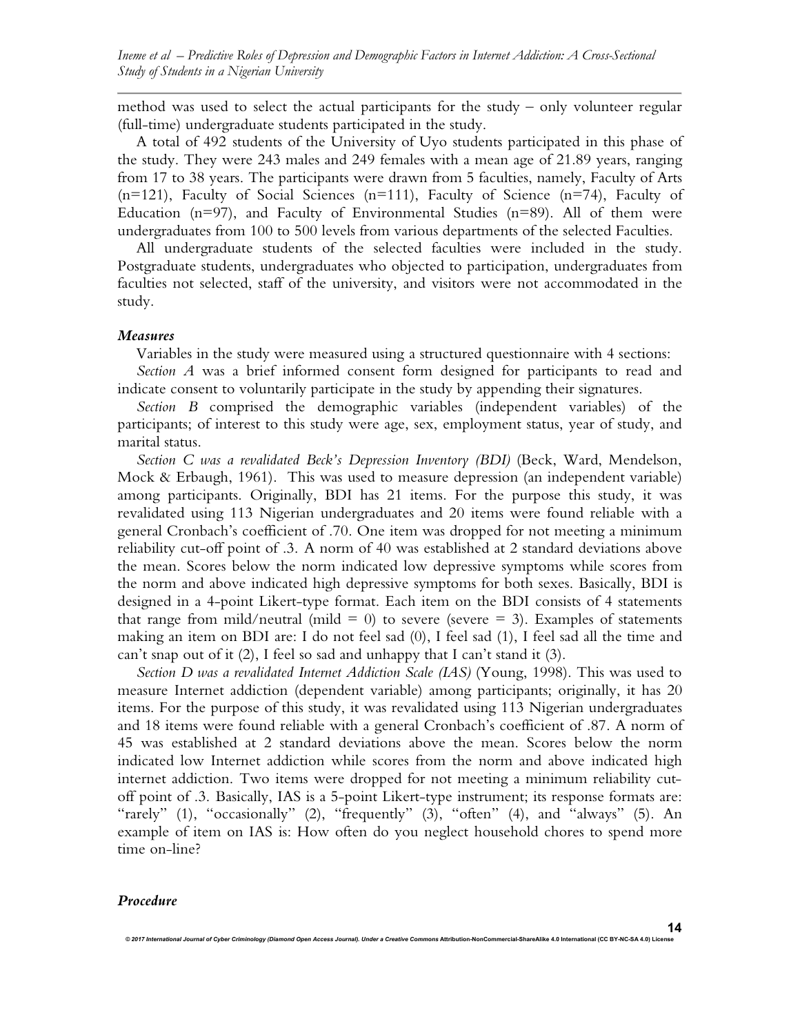method was used to select the actual participants for the study – only volunteer regular (full-time) undergraduate students participated in the study.

A total of 492 students of the University of Uyo students participated in this phase of the study. They were 243 males and 249 females with a mean age of 21.89 years, ranging from 17 to 38 years. The participants were drawn from 5 faculties, namely, Faculty of Arts (n=121), Faculty of Social Sciences (n=111), Faculty of Science (n=74), Faculty of Education (n=97), and Faculty of Environmental Studies (n=89). All of them were undergraduates from 100 to 500 levels from various departments of the selected Faculties.

All undergraduate students of the selected faculties were included in the study. Postgraduate students, undergraduates who objected to participation, undergraduates from faculties not selected, staff of the university, and visitors were not accommodated in the study.

### *Measures*

Variables in the study were measured using a structured questionnaire with 4 sections:

*Section A* was a brief informed consent form designed for participants to read and indicate consent to voluntarily participate in the study by appending their signatures.

*Section B* comprised the demographic variables (independent variables) of the participants; of interest to this study were age, sex, employment status, year of study, and marital status.

*Section C was a revalidated Beck's Depression Inventory (BDI)* (Beck, Ward, Mendelson, Mock & Erbaugh, 1961). This was used to measure depression (an independent variable) among participants. Originally, BDI has 21 items. For the purpose this study, it was revalidated using 113 Nigerian undergraduates and 20 items were found reliable with a general Cronbach's coefficient of .70. One item was dropped for not meeting a minimum reliability cut-off point of .3. A norm of 40 was established at 2 standard deviations above the mean. Scores below the norm indicated low depressive symptoms while scores from the norm and above indicated high depressive symptoms for both sexes. Basically, BDI is designed in a 4-point Likert-type format. Each item on the BDI consists of 4 statements that range from mild/neutral (mild = 0) to severe (severe = 3). Examples of statements making an item on BDI are: I do not feel sad (0), I feel sad (1), I feel sad all the time and can't snap out of it (2), I feel so sad and unhappy that I can't stand it (3).

*Section D was a revalidated Internet Addiction Scale (IAS)* (Young, 1998). This was used to measure Internet addiction (dependent variable) among participants; originally, it has 20 items. For the purpose of this study, it was revalidated using 113 Nigerian undergraduates and 18 items were found reliable with a general Cronbach's coefficient of .87. A norm of 45 was established at 2 standard deviations above the mean. Scores below the norm indicated low Internet addiction while scores from the norm and above indicated high internet addiction. Two items were dropped for not meeting a minimum reliability cut-off point of .3. Basically, IAS is a 5-point Likert-type instrument; its response formats are: "rarely" (1), "occasionally" (2), "frequently" (3), "often" (4), and "always" (5). An example of item on IAS is: How often do you neglect household chores to spend more time on-line?

### *Procedure*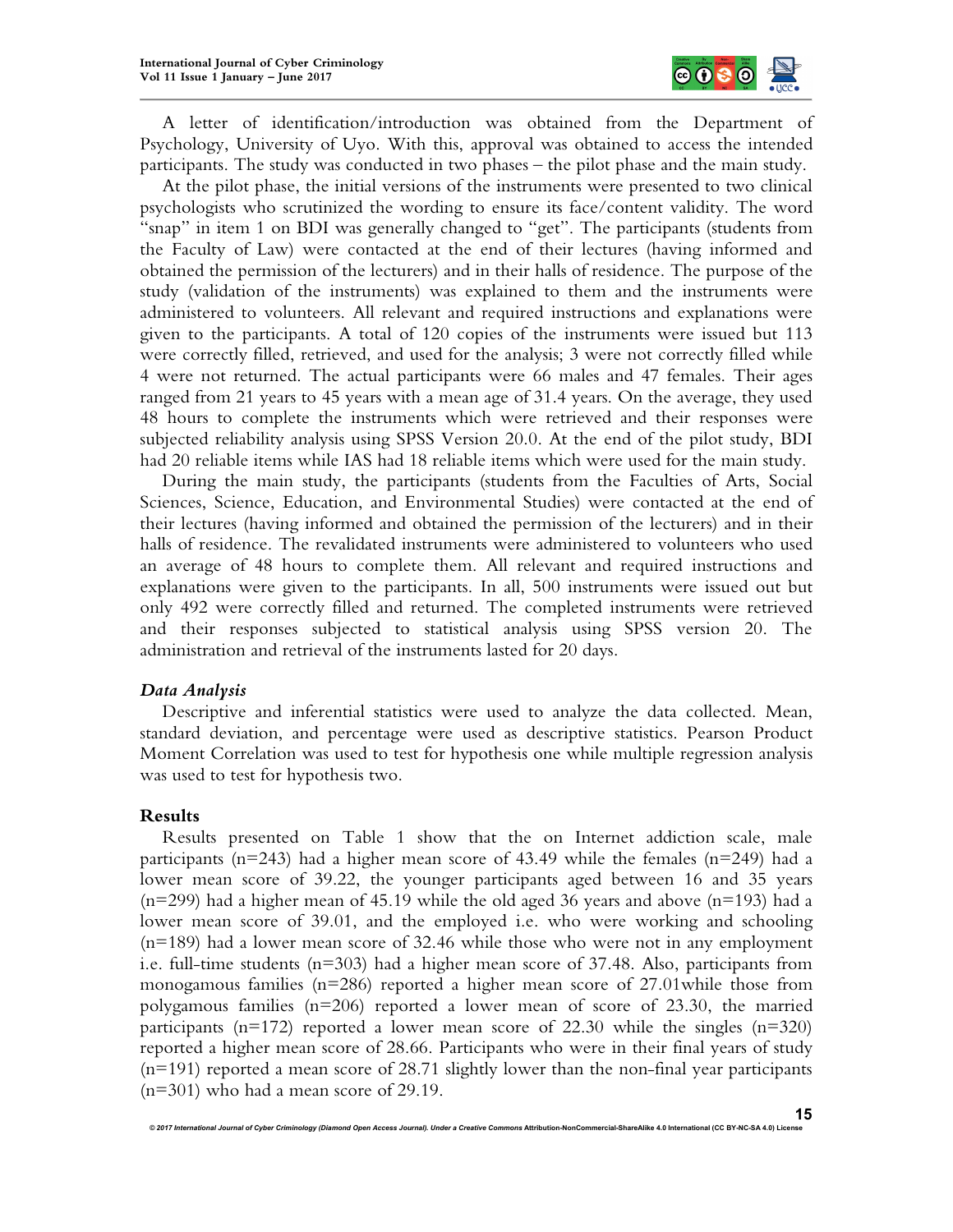A letter of identification/introduction was obtained from the Department of Psychology, University of Uyo. With this, approval was obtained to access the intended participants. The study was conducted in two phases – the pilot phase and the main study.

At the pilot phase, the initial versions of the instruments were presented to two clinical psychologists who scrutinized the wording to ensure its face/content validity. The word "snap" in item 1 on BDI was generally changed to "get". The participants (students from the Faculty of Law) were contacted at the end of their lectures (having informed and obtained the permission of the lecturers) and in their halls of residence. The purpose of the study (validation of the instruments) was explained to them and the instruments were administered to volunteers. All relevant and required instructions and explanations were given to the participants. A total of 120 copies of the instruments were issued but 113 were correctly filled, retrieved, and used for the analysis; 3 were not correctly filled while 4 were not returned. The actual participants were 66 males and 47 females. Their ages ranged from 21 years to 45 years with a mean age of 31.4 years. On the average, they used 48 hours to complete the instruments which were retrieved and their responses were subjected reliability analysis using SPSS Version 20.0. At the end of the pilot study, BDI had 20 reliable items while IAS had 18 reliable items which were used for the main study.

During the main study, the participants (students from the Faculties of Arts, Social Sciences, Science, Education, and Environmental Studies) were contacted at the end of their lectures (having informed and obtained the permission of the lecturers) and in their halls of residence. The revalidated instruments were administered to volunteers who used an average of 48 hours to complete them. All relevant and required instructions and explanations were given to the participants. In all, 500 instruments were issued out but only 492 were correctly filled and returned. The completed instruments were retrieved and their responses subjected to statistical analysis using SPSS version 20. The administration and retrieval of the instruments lasted for 20 days.

### *Data Analysis*

Descriptive and inferential statistics were used to analyze the data collected. Mean, standard deviation, and percentage were used as descriptive statistics. Pearson Product Moment Correlation was used to test for hypothesis one while multiple regression analysis was used to test for hypothesis two.

## Results

Results presented on Table 1 show that the on Internet addiction scale, male participants (n=243) had a higher mean score of 43.49 while the females (n=249) had a lower mean score of 39.22, the younger participants aged between 16 and 35 years (n=299) had a higher mean of 45.19 while the old aged 36 years and above (n=193) had a lower mean score of 39.01, and the employed i.e. who were working and schooling (n=189) had a lower mean score of 32.46 while those who were not in any employment i.e. full-time students (n=303) had a higher mean score of 37.48. Also, participants from monogamous families (n=286) reported a higher mean score of 27.01while those from polygamous families (n=206) reported a lower mean of score of 23.30, the married participants (n=172) reported a lower mean score of 22.30 while the singles (n=320) reported a higher mean score of 28.66. Participants who were in their final years of study (n=191) reported a mean score of 28.71 slightly lower than the non-final year participants (n=301) who had a mean score of 29.19.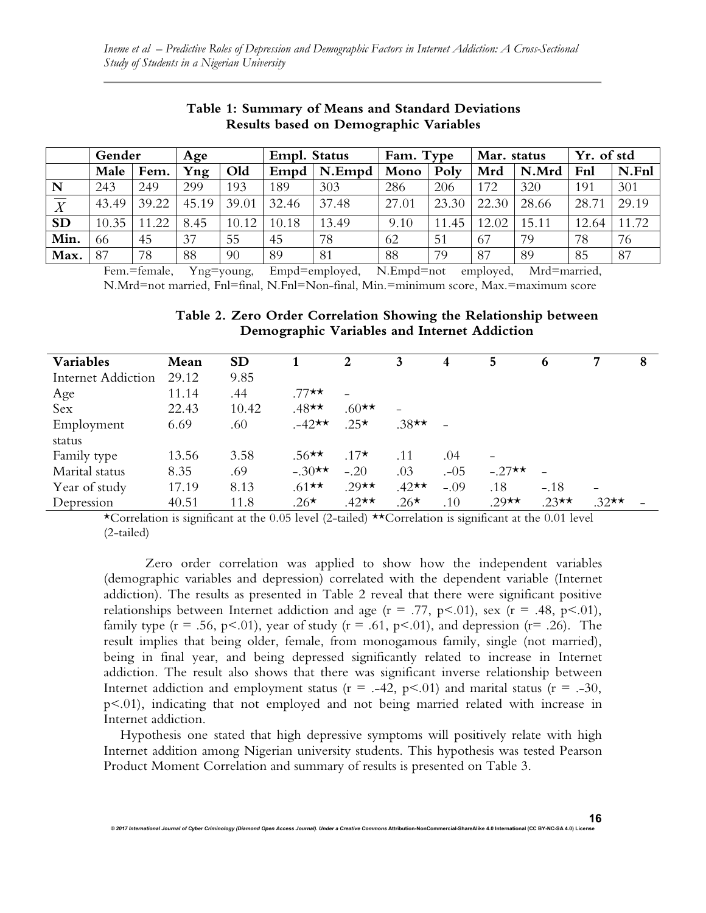**Table 1: Summary of Means and Standard Deviations Results based on Demographic Variables**

| | Gender | | Age | | Empl. Status | | Fam. Type | | Mar. status | | Yr. of std | |
|---|---|---|---|---|---|---|---|---|---|---|---|---|
| | Male | Fem. | Yng | Old | Empd | N.Empd | Mono | Poly | Mrd | N.Mrd | Fnl | N.Fnl |
| N | 243 | 249 | 299 | 193 | 189 | 303 | 286 | 206 | 172 | 320 | 191 | 301 |
| $\overline{X}$ | 43.49 | 39.22 | 45.19 | 39.01 | 32.46 | 37.48 | 27.01 | 23.30 | 22.30 | 28.66 | 28.71 | 29.19 |
| SD | 10.35 | 11.22 | 8.45 | 10.12 | 10.18 | 13.49 | 9.10 | 11.45 | 12.02 | 15.11 | 12.64 | 11.72 |
| Min. | 66 | 45 | 37 | 55 | 45 | 78 | 62 | 51 | 67 | 79 | 78 | 76 |
| Max. | 87 | 78 | 88 | 90 | 89 | 81 | 88 | 79 | 87 | 89 | 85 | 87 |

Fem.=female, Yng=young, Empd=employed, N.Empd=not employed, Mrd=married, N.Mrd=not married, Fnl=final, N.Fnl=Non-final, Min.=minimum score, Max.=maximum score

**Table 2. Zero Order Correlation Showing the Relationship between Demographic Variables and Internet Addiction**

| Variables | Mean | SD | 1 | 2 | 3 | 4 | 5 | 6 | 7 | 8 |
|---|---|---|---|---|---|---|---|---|---|---|
| Internet Addiction | 29.12 | 9.85 | | | | | | | | |
| Age | 11.14 | .44 | .77** | – | | | | | | |
| Sex | 22.43 | 10.42 | .48** | .60** | – | | | | | |
| Employment status | 6.69 | .60 | .-42** | .25* | .38** | – | | | | |
| Family type | 13.56 | 3.58 | .56** | .17* | .11 | .04 | – | | | |
| Marital status | 8.35 | .69 | –.30** | –.20 | .03 | .-05 | –.27** | – | | |
| Year of study | 17.19 | 8.13 | .61** | .29** | .42** | –.09 | .18 | –.18 | – | |
| Depression | 40.51 | 11.8 | .26* | .42** | .26* | .10 | .29** | .23** | .32** | – |

*Correlation is significant at the 0.05 level (2-tailed) **Correlation is significant at the 0.01 level (2-tailed)

Zero order correlation was applied to show how the independent variables (demographic variables and depression) correlated with the dependent variable (Internet addiction). The results as presented in Table 2 reveal that there were significant positive relationships between Internet addiction and age ($r = .77$, $p<.01$), sex ($r = .48$, $p<.01$), family type ($r = .56$, $p<.01$), year of study ($r = .61$, $p<.01$), and depression ($r= .26$). The result implies that being older, female, from monogamous family, single (not married), being in final year, and being depressed significantly related to increase in Internet addiction. The result also shows that there was significant inverse relationship between Internet addiction and employment status ($r = .-42$, $p<.01$) and marital status ($r = .-30$, $p<.01$), indicating that not employed and not being married related with increase in Internet addiction.

Hypothesis one stated that high depressive symptoms will positively relate with high Internet addition among Nigerian university students. This hypothesis was tested Pearson Product Moment Correlation and summary of results is presented on Table 3.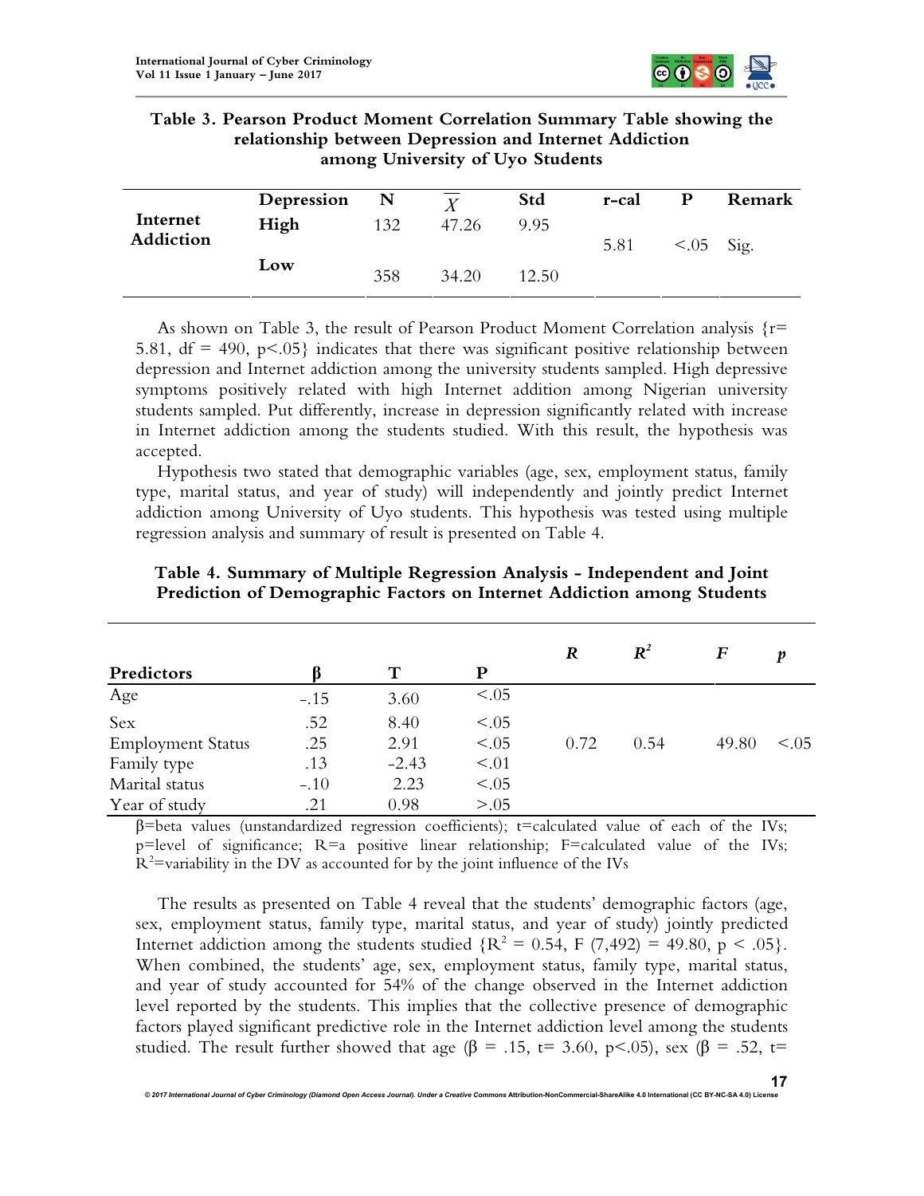**Table 3. Pearson Product Moment Correlation Summary Table showing the relationship between Depression and Internet Addiction among University of Uyo Students**

| | Depression | N | $\overline{X}$ | Std | r-cal | P | Remark |
|---|---|---|---|---|---|---|---|
| Internet Addiction | High | 132 | 47.26 | 9.95 | 5.81 | <.05 | Sig. |
| | Low | 358 | 34.20 | 12.50 | | | |

As shown on Table 3, the result of Pearson Product Moment Correlation analysis {r= 5.81, df = 490, p<.05} indicates that there was significant positive relationship between depression and Internet addiction among the university students sampled. High depressive symptoms positively related with high Internet addition among Nigerian university students sampled. Put differently, increase in depression significantly related with increase in Internet addiction among the students studied. With this result, the hypothesis was accepted.

Hypothesis two stated that demographic variables (age, sex, employment status, family type, marital status, and year of study) will independently and jointly predict Internet addiction among University of Uyo students. This hypothesis was tested using multiple regression analysis and summary of result is presented on Table 4.

**Table 4. Summary of Multiple Regression Analysis - Independent and Joint Prediction of Demographic Factors on Internet Addiction among Students**

| Predictors | β | T | P | *R* | *$R^2$* | *F* | *p* |
|---|---|---|---|---|---|---|---|
| Age | -.15 | 3.60 | <.05 | | | | |
| Sex | .52 | 8.40 | <.05 | | | | |
| Employment Status | .25 | 2.91 | <.05 | 0.72 | 0.54 | 49.80 | <.05 |
| Family type | .13 | -2.43 | <.01 | | | | |
| Marital status | -.10 | 2.23 | <.05 | | | | |
| Year of study | .21 | 0.98 | >.05 | | | | |

β=beta values (unstandardized regression coefficients); t=calculated value of each of the IVs; p=level of significance; R=a positive linear relationship; F=calculated value of the IVs; $R^2$=variability in the DV as accounted for by the joint influence of the IVs

The results as presented on Table 4 reveal that the students' demographic factors (age, sex, employment status, family type, marital status, and year of study) jointly predicted Internet addiction among the students studied {$R^2$ = 0.54, F (7,492) = 49.80, p < .05}. When combined, the students' age, sex, employment status, family type, marital status, and year of study accounted for 54% of the change observed in the Internet addiction level reported by the students. This implies that the collective presence of demographic factors played significant predictive role in the Internet addiction level among the students studied. The result further showed that age (β = .15, t= 3.60, p<.05), sex (β = .52, t=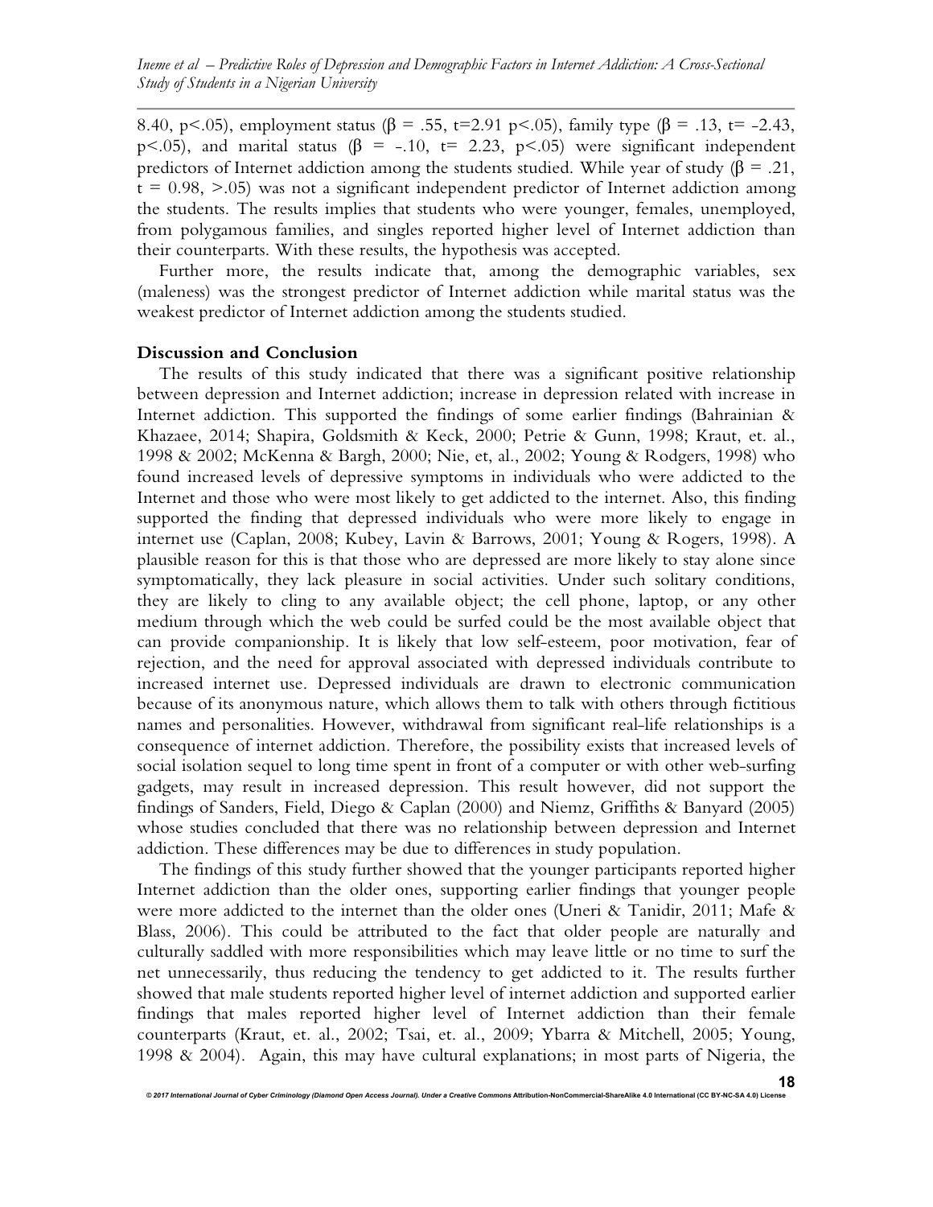8.40, $p<.05$), employment status ($\beta$ = .55, t=2.91 $p<.05$), family type ($\beta$ = .13, t= -2.43, $p<.05$), and marital status ($\beta$ = -.10, t= 2.23, $p<.05$) were significant independent predictors of Internet addiction among the students studied. While year of study ($\beta$ = .21, t = 0.98, >.05) was not a significant independent predictor of Internet addiction among the students. The results implies that students who were younger, females, unemployed, from polygamous families, and singles reported higher level of Internet addiction than their counterparts. With these results, the hypothesis was accepted.

Further more, the results indicate that, among the demographic variables, sex (maleness) was the strongest predictor of Internet addiction while marital status was the weakest predictor of Internet addiction among the students studied.

**Discussion and Conclusion**

The results of this study indicated that there was a significant positive relationship between depression and Internet addiction; increase in depression related with increase in Internet addiction. This supported the findings of some earlier findings (Bahrainian & Khazaee, 2014; Shapira, Goldsmith & Keck, 2000; Petrie & Gunn, 1998; Kraut, et. al., 1998 & 2002; McKenna & Bargh, 2000; Nie, et, al., 2002; Young & Rodgers, 1998) who found increased levels of depressive symptoms in individuals who were addicted to the Internet and those who were most likely to get addicted to the internet. Also, this finding supported the finding that depressed individuals who were more likely to engage in internet use (Caplan, 2008; Kubey, Lavin & Barrows, 2001; Young & Rogers, 1998). A plausible reason for this is that those who are depressed are more likely to stay alone since symptomatically, they lack pleasure in social activities. Under such solitary conditions, they are likely to cling to any available object; the cell phone, laptop, or any other medium through which the web could be surfed could be the most available object that can provide companionship. It is likely that low self-esteem, poor motivation, fear of rejection, and the need for approval associated with depressed individuals contribute to increased internet use. Depressed individuals are drawn to electronic communication because of its anonymous nature, which allows them to talk with others through fictitious names and personalities. However, withdrawal from significant real-life relationships is a consequence of internet addiction. Therefore, the possibility exists that increased levels of social isolation sequel to long time spent in front of a computer or with other web-surfing gadgets, may result in increased depression. This result however, did not support the findings of Sanders, Field, Diego & Caplan (2000) and Niemz, Griffiths & Banyard (2005) whose studies concluded that there was no relationship between depression and Internet addiction. These differences may be due to differences in study population.

The findings of this study further showed that the younger participants reported higher Internet addiction than the older ones, supporting earlier findings that younger people were more addicted to the internet than the older ones (Uneri & Tanidir, 2011; Mafe & Blass, 2006). This could be attributed to the fact that older people are naturally and culturally saddled with more responsibilities which may leave little or no time to surf the net unnecessarily, thus reducing the tendency to get addicted to it. The results further showed that male students reported higher level of internet addiction and supported earlier findings that males reported higher level of Internet addiction than their female counterparts (Kraut, et. al., 2002; Tsai, et. al., 2009; Ybarra & Mitchell, 2005; Young, 1998 & 2004). Again, this may have cultural explanations; in most parts of Nigeria, the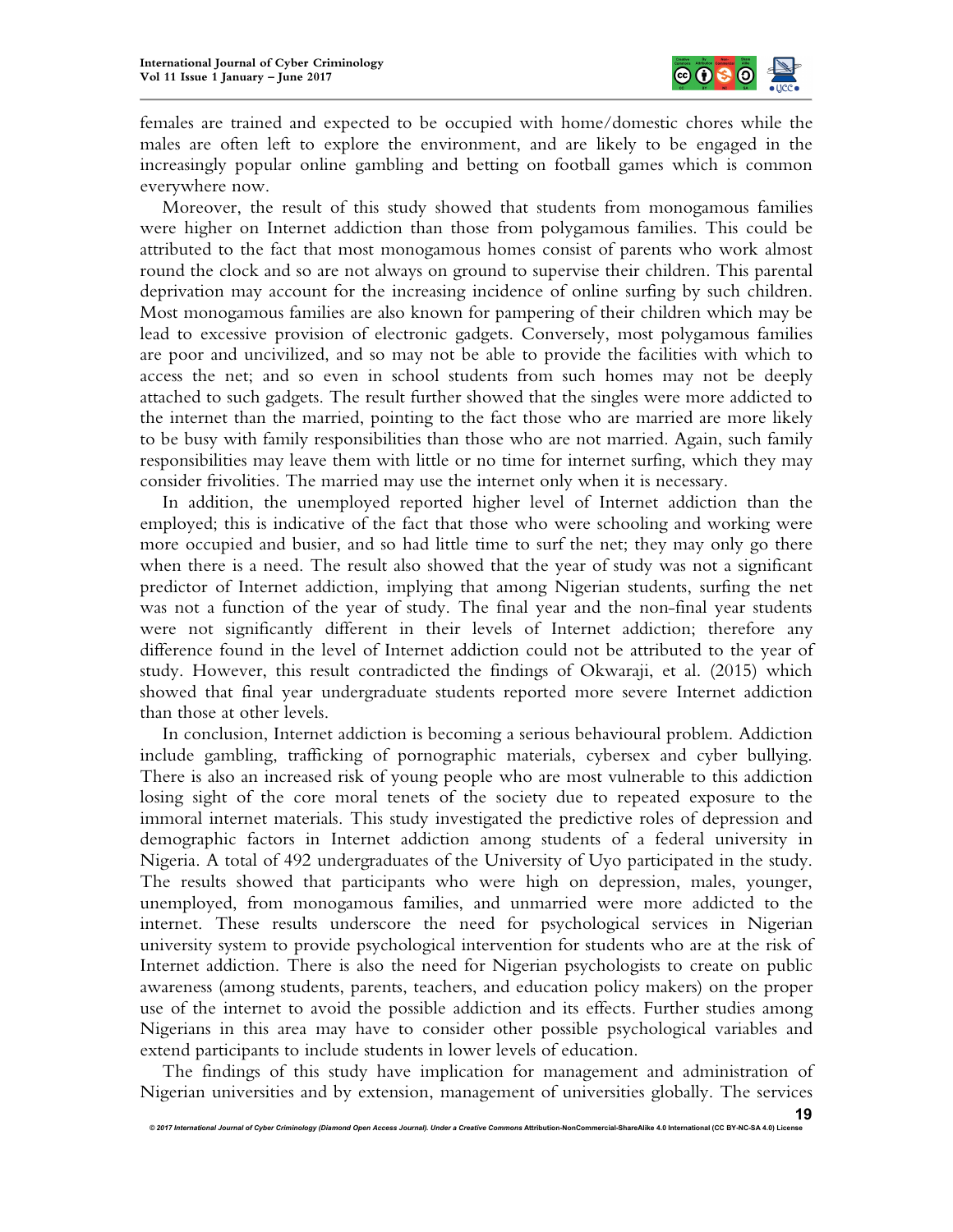females are trained and expected to be occupied with home/domestic chores while the males are often left to explore the environment, and are likely to be engaged in the increasingly popular online gambling and betting on football games which is common everywhere now.

Moreover, the result of this study showed that students from monogamous families were higher on Internet addiction than those from polygamous families. This could be attributed to the fact that most monogamous homes consist of parents who work almost round the clock and so are not always on ground to supervise their children. This parental deprivation may account for the increasing incidence of online surfing by such children. Most monogamous families are also known for pampering of their children which may be lead to excessive provision of electronic gadgets. Conversely, most polygamous families are poor and uncivilized, and so may not be able to provide the facilities with which to access the net; and so even in school students from such homes may not be deeply attached to such gadgets. The result further showed that the singles were more addicted to the internet than the married, pointing to the fact those who are married are more likely to be busy with family responsibilities than those who are not married. Again, such family responsibilities may leave them with little or no time for internet surfing, which they may consider frivolities. The married may use the internet only when it is necessary.

In addition, the unemployed reported higher level of Internet addiction than the employed; this is indicative of the fact that those who were schooling and working were more occupied and busier, and so had little time to surf the net; they may only go there when there is a need. The result also showed that the year of study was not a significant predictor of Internet addiction, implying that among Nigerian students, surfing the net was not a function of the year of study. The final year and the non-final year students were not significantly different in their levels of Internet addiction; therefore any difference found in the level of Internet addiction could not be attributed to the year of study. However, this result contradicted the findings of Okwaraji, et al. (2015) which showed that final year undergraduate students reported more severe Internet addiction than those at other levels.

In conclusion, Internet addiction is becoming a serious behavioural problem. Addiction include gambling, trafficking of pornographic materials, cybersex and cyber bullying. There is also an increased risk of young people who are most vulnerable to this addiction losing sight of the core moral tenets of the society due to repeated exposure to the immoral internet materials. This study investigated the predictive roles of depression and demographic factors in Internet addiction among students of a federal university in Nigeria. A total of 492 undergraduates of the University of Uyo participated in the study. The results showed that participants who were high on depression, males, younger, unemployed, from monogamous families, and unmarried were more addicted to the internet. These results underscore the need for psychological services in Nigerian university system to provide psychological intervention for students who are at the risk of Internet addiction. There is also the need for Nigerian psychologists to create on public awareness (among students, parents, teachers, and education policy makers) on the proper use of the internet to avoid the possible addiction and its effects. Further studies among Nigerians in this area may have to consider other possible psychological variables and extend participants to include students in lower levels of education.

The findings of this study have implication for management and administration of Nigerian universities and by extension, management of universities globally. The services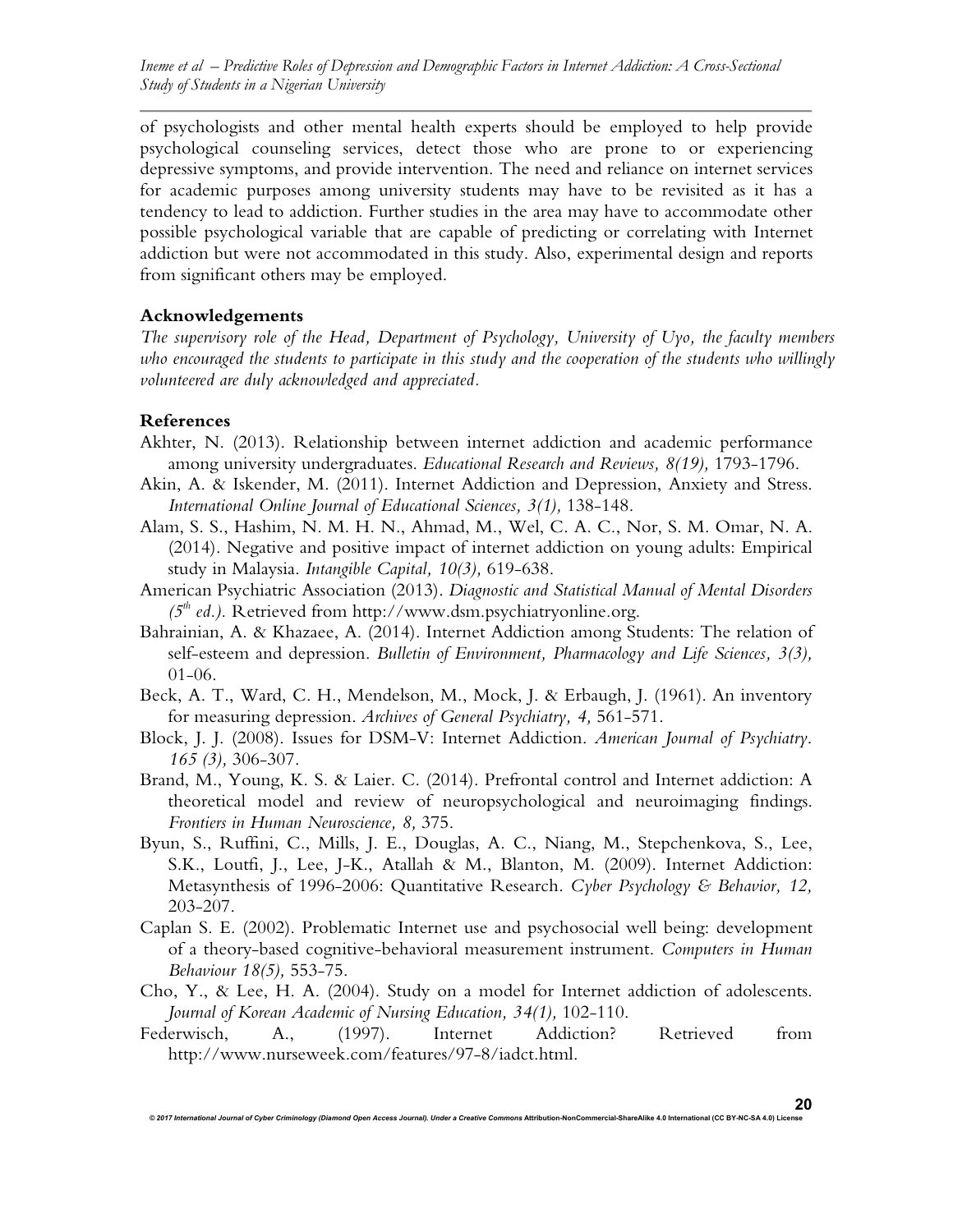of psychologists and other mental health experts should be employed to help provide psychological counseling services, detect those who are prone to or experiencing depressive symptoms, and provide intervention. The need and reliance on internet services for academic purposes among university students may have to be revisited as it has a tendency to lead to addiction. Further studies in the area may have to accommodate other possible psychological variable that are capable of predicting or correlating with Internet addiction but were not accommodated in this study. Also, experimental design and reports from significant others may be employed.

### Acknowledgements

*The supervisory role of the Head, Department of Psychology, University of Uyo, the faculty members who encouraged the students to participate in this study and the cooperation of the students who willingly volunteered are duly acknowledged and appreciated.*

### References

Akhter, N. (2013). Relationship between internet addiction and academic performance among university undergraduates. *Educational Research and Reviews, 8(19),* 1793-1796.

Akin, A. & Iskender, M. (2011). Internet Addiction and Depression, Anxiety and Stress. *International Online Journal of Educational Sciences, 3(1),* 138-148.

Alam, S. S., Hashim, N. M. H. N., Ahmad, M., Wel, C. A. C., Nor, S. M. Omar, N. A. (2014). Negative and positive impact of internet addiction on young adults: Empirical study in Malaysia. *Intangible Capital, 10(3),* 619-638.

American Psychiatric Association (2013). *Diagnostic and Statistical Manual of Mental Disorders (5th ed.).* Retrieved from http://www.dsm.psychiatryonline.org.

Bahrainian, A. & Khazaee, A. (2014). Internet Addiction among Students: The relation of self-esteem and depression. *Bulletin of Environment, Pharmacology and Life Sciences, 3(3),* 01-06.

Beck, A. T., Ward, C. H., Mendelson, M., Mock, J. & Erbaugh, J. (1961). An inventory for measuring depression. *Archives of General Psychiatry, 4,* 561-571.

Block, J. J. (2008). Issues for DSM-V: Internet Addiction. *American Journal of Psychiatry. 165 (3),* 306-307.

Brand, M., Young, K. S. & Laier. C. (2014). Prefrontal control and Internet addiction: A theoretical model and review of neuropsychological and neuroimaging findings. *Frontiers in Human Neuroscience, 8,* 375.

Byun, S., Ruffini, C., Mills, J. E., Douglas, A. C., Niang, M., Stepchenkova, S., Lee, S.K., Loutfi, J., Lee, J-K., Atallah & M., Blanton, M. (2009). Internet Addiction: Metasynthesis of 1996-2006: Quantitative Research. *Cyber Psychology & Behavior, 12,* 203-207.

Caplan S. E. (2002). Problematic Internet use and psychosocial well being: development of a theory-based cognitive-behavioral measurement instrument. *Computers in Human Behaviour 18(5),* 553-75.

Cho, Y., & Lee, H. A. (2004). Study on a model for Internet addiction of adolescents. *Journal of Korean Academic of Nursing Education, 34(1),* 102-110.

Federwisch, A., (1997). Internet Addiction? Retrieved from http://www.nurseweek.com/features/97-8/iadct.html.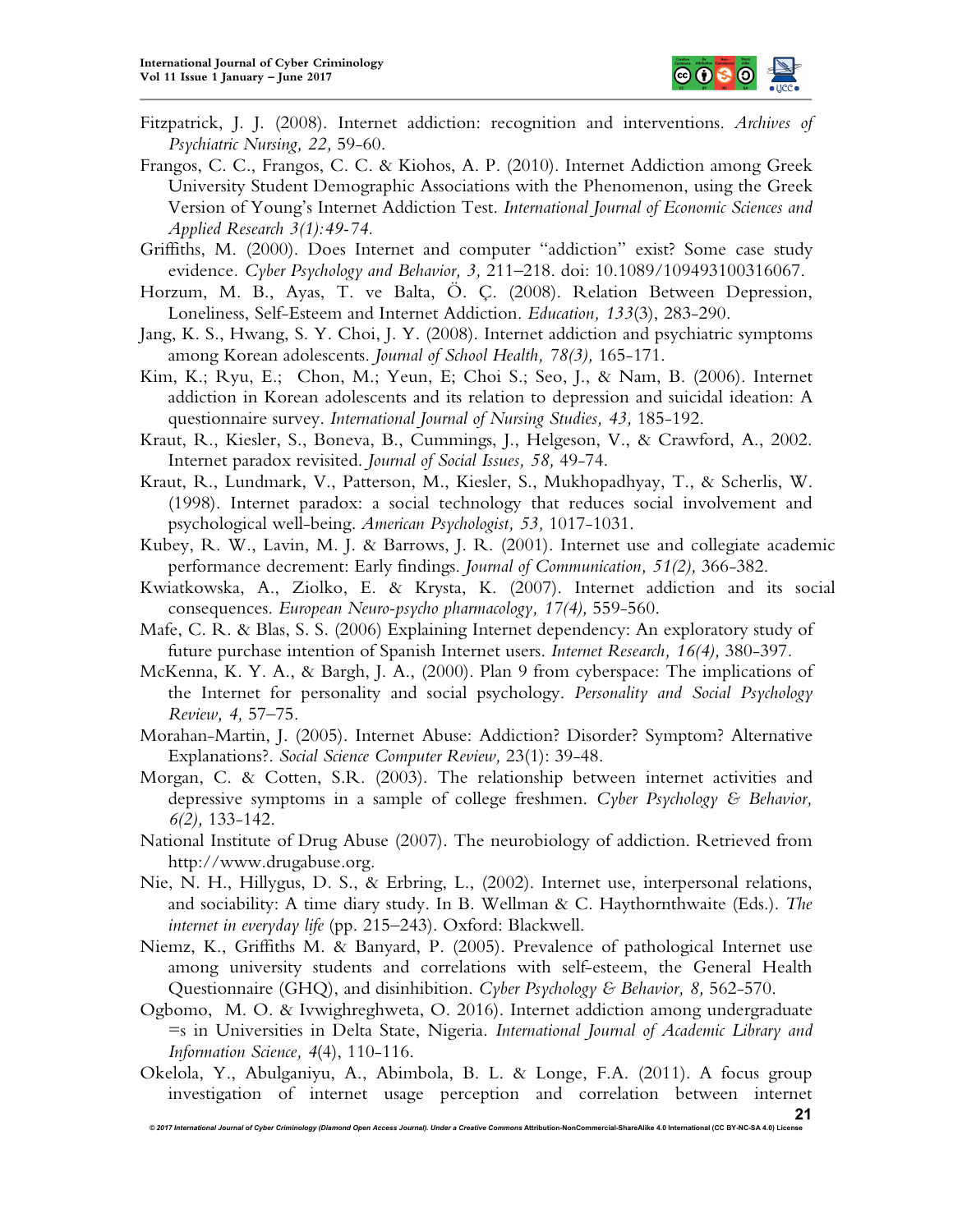Fitzpatrick, J. J. (2008). Internet addiction: recognition and interventions. *Archives of Psychiatric Nursing, 22,* 59-60.

Frangos, C. C., Frangos, C. C. & Kiohos, A. P. (2010). Internet Addiction among Greek University Student Demographic Associations with the Phenomenon, using the Greek Version of Young's Internet Addiction Test. *International Journal of Economic Sciences and Applied Research 3(1):49-74.*

Griffiths, M. (2000). Does Internet and computer "addiction" exist? Some case study evidence. *Cyber Psychology and Behavior, 3,* 211–218. doi: 10.1089/109493100316067.

Horzum, M. B., Ayas, T. ve Balta, Ö. Ç. (2008). Relation Between Depression, Loneliness, Self-Esteem and Internet Addiction. *Education, 133*(3), 283-290.

Jang, K. S., Hwang, S. Y. Choi, J. Y. (2008). Internet addiction and psychiatric symptoms among Korean adolescents. *Journal of School Health, 78(3),* 165-171.

Kim, K.; Ryu, E.; Chon, M.; Yeun, E; Choi S.; Seo, J., & Nam, B. (2006). Internet addiction in Korean adolescents and its relation to depression and suicidal ideation: A questionnaire survey. *International Journal of Nursing Studies, 43,* 185-192.

Kraut, R., Kiesler, S., Boneva, B., Cummings, J., Helgeson, V., & Crawford, A., 2002. Internet paradox revisited. *Journal of Social Issues, 58,* 49-74.

Kraut, R., Lundmark, V., Patterson, M., Kiesler, S., Mukhopadhyay, T., & Scherlis, W. (1998). Internet paradox: a social technology that reduces social involvement and psychological well-being. *American Psychologist, 53,* 1017-1031.

Kubey, R. W., Lavin, M. J. & Barrows, J. R. (2001). Internet use and collegiate academic performance decrement: Early findings. *Journal of Communication, 51(2),* 366-382.

Kwiatkowska, A., Ziolko, E. & Krysta, K. (2007). Internet addiction and its social consequences. *European Neuro-psycho pharmacology, 17(4),* 559-560.

Mafe, C. R. & Blas, S. S. (2006) Explaining Internet dependency: An exploratory study of future purchase intention of Spanish Internet users. *Internet Research, 16(4),* 380-397.

McKenna, K. Y. A., & Bargh, J. A., (2000). Plan 9 from cyberspace: The implications of the Internet for personality and social psychology. *Personality and Social Psychology Review, 4,* 57–75.

Morahan-Martin, J. (2005). Internet Abuse: Addiction? Disorder? Symptom? Alternative Explanations?. *Social Science Computer Review,* 23(1): 39-48.

Morgan, C. & Cotten, S.R. (2003). The relationship between internet activities and depressive symptoms in a sample of college freshmen. *Cyber Psychology & Behavior, 6(2),* 133-142.

National Institute of Drug Abuse (2007). The neurobiology of addiction. Retrieved from http://www.drugabuse.org.

Nie, N. H., Hillygus, D. S., & Erbring, L., (2002). Internet use, interpersonal relations, and sociability: A time diary study. In B. Wellman & C. Haythornthwaite (Eds.). *The internet in everyday life* (pp. 215–243). Oxford: Blackwell.

Niemz, K., Griffiths M. & Banyard, P. (2005). Prevalence of pathological Internet use among university students and correlations with self-esteem, the General Health Questionnaire (GHQ), and disinhibition. *Cyber Psychology & Behavior, 8,* 562-570.

Ogbomo, M. O. & Ivwighreghweta, O. 2016). Internet addiction among undergraduate =s in Universities in Delta State, Nigeria. *International Journal of Academic Library and Information Science, 4*(4), 110-116.

Okelola, Y., Abulganiyu, A., Abimbola, B. L. & Longe, F.A. (2011). A focus group investigation of internet usage perception and correlation between internet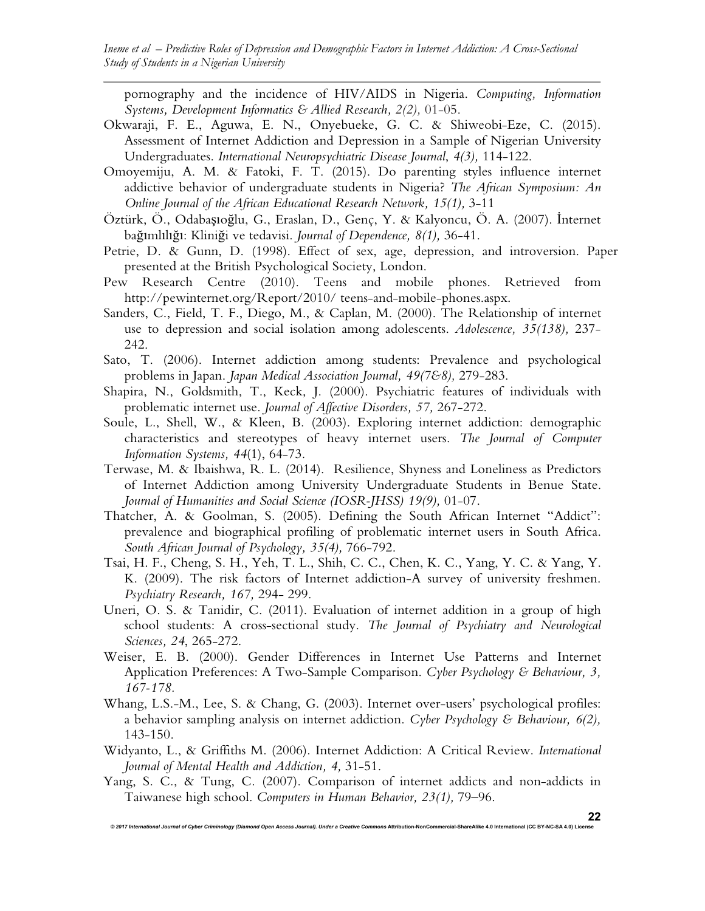pornography and the incidence of HIV/AIDS in Nigeria. *Computing, Information Systems, Development Informatics & Allied Research, 2(2),* 01-05.

Okwaraji, F. E., Aguwa, E. N., Onyebueke, G. C. & Shiweobi-Eze, C. (2015). Assessment of Internet Addiction and Depression in a Sample of Nigerian University Undergraduates. *International Neuropsychiatric Disease Journal, 4(3),* 114-122.

Omoyemiju, A. M. & Fatoki, F. T. (2015). Do parenting styles influence internet addictive behavior of undergraduate students in Nigeria? *The African Symposium: An Online Journal of the African Educational Research Network, 15(1),* 3-11

Öztürk, Ö., Odabaşıoğlu, G., Eraslan, D., Genç, Y. & Kalyoncu, Ö. A. (2007). İnternet bağımlılığı: Kliniği ve tedavisi. *Journal of Dependence, 8(1),* 36-41.

Petrie, D. & Gunn, D. (1998). Effect of sex, age, depression, and introversion. Paper presented at the British Psychological Society, London.

Pew Research Centre (2010). Teens and mobile phones. Retrieved from http://pewinternet.org/Report/2010/ teens-and-mobile-phones.aspx.

Sanders, C., Field, T. F., Diego, M., & Caplan, M. (2000). The Relationship of internet use to depression and social isolation among adolescents. *Adolescence, 35(138),* 237-242.

Sato, T. (2006). Internet addiction among students: Prevalence and psychological problems in Japan. *Japan Medical Association Journal, 49(7&8),* 279-283.

Shapira, N., Goldsmith, T., Keck, J. (2000). Psychiatric features of individuals with problematic internet use. *Journal of Affective Disorders, 57,* 267-272.

Soule, L., Shell, W., & Kleen, B. (2003). Exploring internet addiction: demographic characteristics and stereotypes of heavy internet users. *The Journal of Computer Information Systems, 44*(1), 64-73.

Terwase, M. & Ibaishwa, R. L. (2014). Resilience, Shyness and Loneliness as Predictors of Internet Addiction among University Undergraduate Students in Benue State. *Journal of Humanities and Social Science (IOSR-JHSS) 19(9),* 01-07.

Thatcher, A. & Goolman, S. (2005). Defining the South African Internet "Addict": prevalence and biographical profiling of problematic internet users in South Africa. *South African Journal of Psychology, 35(4),* 766-792.

Tsai, H. F., Cheng, S. H., Yeh, T. L., Shih, C. C., Chen, K. C., Yang, Y. C. & Yang, Y. K. (2009). The risk factors of Internet addiction-A survey of university freshmen. *Psychiatry Research, 167,* 294- 299.

Uneri, O. S. & Tanidir, C. (2011). Evaluation of internet addition in a group of high school students: A cross-sectional study. *The Journal of Psychiatry and Neurological Sciences, 24*, 265-272.

Weiser, E. B. (2000). Gender Differences in Internet Use Patterns and Internet Application Preferences: A Two-Sample Comparison. *Cyber Psychology & Behaviour, 3, 167-178.*

Whang, L.S.-M., Lee, S. & Chang, G. (2003). Internet over-users' psychological profiles: a behavior sampling analysis on internet addiction. *Cyber Psychology & Behaviour, 6(2),* 143-150.

Widyanto, L., & Griffiths M. (2006). Internet Addiction: A Critical Review. *International Journal of Mental Health and Addiction, 4,* 31-51.

Yang, S. C., & Tung, C. (2007). Comparison of internet addicts and non-addicts in Taiwanese high school. *Computers in Human Behavior, 23(1),* 79–96.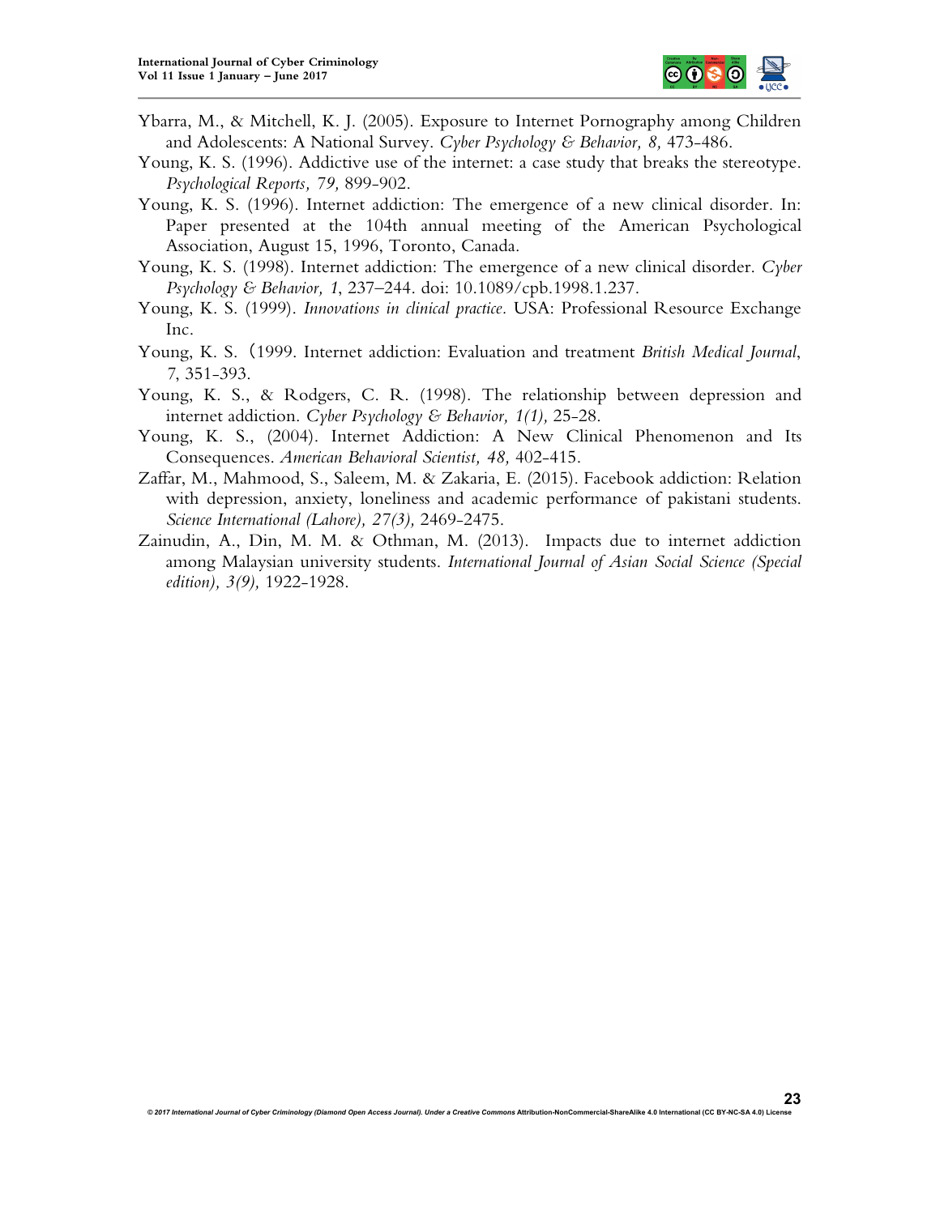Ybarra, M., & Mitchell, K. J. (2005). Exposure to Internet Pornography among Children and Adolescents: A National Survey. *Cyber Psychology & Behavior, 8,* 473-486.

Young, K. S. (1996). Addictive use of the internet: a case study that breaks the stereotype. *Psychological Reports, 79,* 899-902.

Young, K. S. (1996). Internet addiction: The emergence of a new clinical disorder. In: Paper presented at the 104th annual meeting of the American Psychological Association, August 15, 1996, Toronto, Canada.

Young, K. S. (1998). Internet addiction: The emergence of a new clinical disorder. *Cyber Psychology & Behavior, 1*, 237–244. doi: 10.1089/cpb.1998.1.237.

Young, K. S. (1999). *Innovations in clinical practice.* USA: Professional Resource Exchange Inc.

Young, K. S. (1999. Internet addiction: Evaluation and treatment *British Medical Journal*, *7*, 351-393.

Young, K. S., & Rodgers, C. R. (1998). The relationship between depression and internet addiction. *Cyber Psychology & Behavior, 1(1),* 25-28.

Young, K. S., (2004). Internet Addiction: A New Clinical Phenomenon and Its Consequences. *American Behavioral Scientist, 48,* 402-415.

Zaffar, M., Mahmood, S., Saleem, M. & Zakaria, E. (2015). Facebook addiction: Relation with depression, anxiety, loneliness and academic performance of pakistani students. *Science International (Lahore), 27(3),* 2469-2475.

Zainudin, A., Din, M. M. & Othman, M. (2013). Impacts due to internet addiction among Malaysian university students. *International Journal of Asian Social Science (Special edition), 3(9),* 1922-1928.